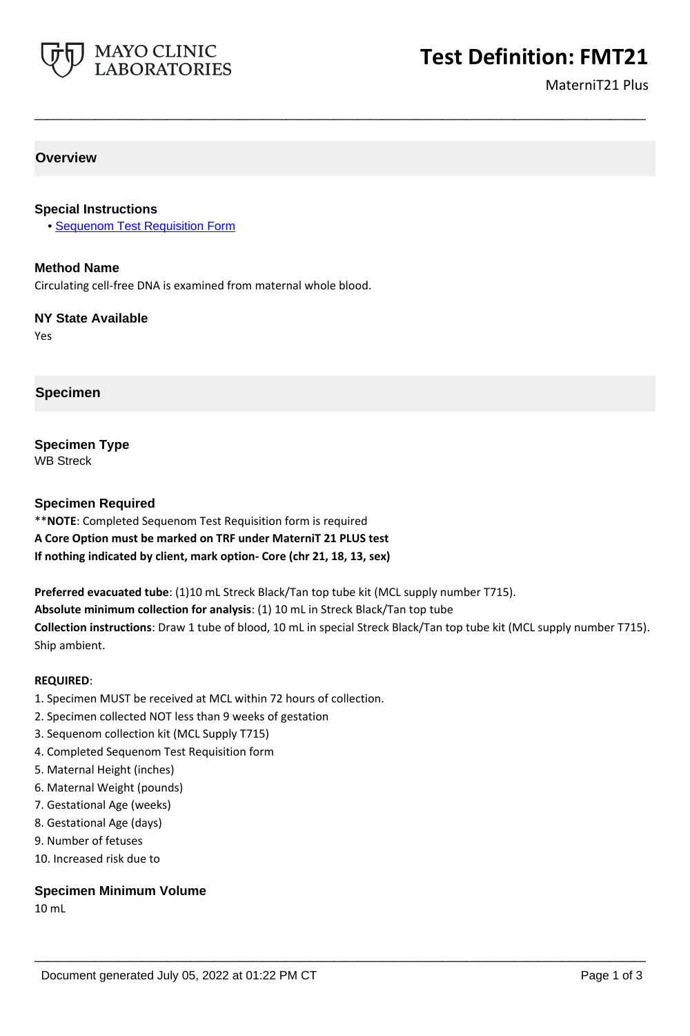# Test Definition: FMT21

MaterniT21 Plus

## Overview

### Special Instructions

- Sequenom Test Requisition Form

### Method Name

Circulating cell-free DNA is examined from maternal whole blood.

### NY State Available

Yes

## Specimen

### Specimen Type

WB Streck

### Specimen Required

**NOTE**: Completed Sequenom Test Requisition form is required

**A Core Option must be marked on TRF under MaterniT 21 PLUS test**

**If nothing indicated by client, mark option- Core (chr 21, 18, 13, sex)**

**Preferred evacuated tube**: (1)10 mL Streck Black/Tan top tube kit (MCL supply number T715).

**Absolute minimum collection for analysis**: (1) 10 mL in Streck Black/Tan top tube

**Collection instructions**: Draw 1 tube of blood, 10 mL in special Streck Black/Tan top tube kit (MCL supply number T715). Ship ambient.

**REQUIRED**:

1. Specimen MUST be received at MCL within 72 hours of collection.
2. Specimen collected NOT less than 9 weeks of gestation
3. Sequenom collection kit (MCL Supply T715)
4. Completed Sequenom Test Requisition form
5. Maternal Height (inches)
6. Maternal Weight (pounds)
7. Gestational Age (weeks)
8. Gestational Age (days)
9. Number of fetuses
10. Increased risk due to

### Specimen Minimum Volume

10 mL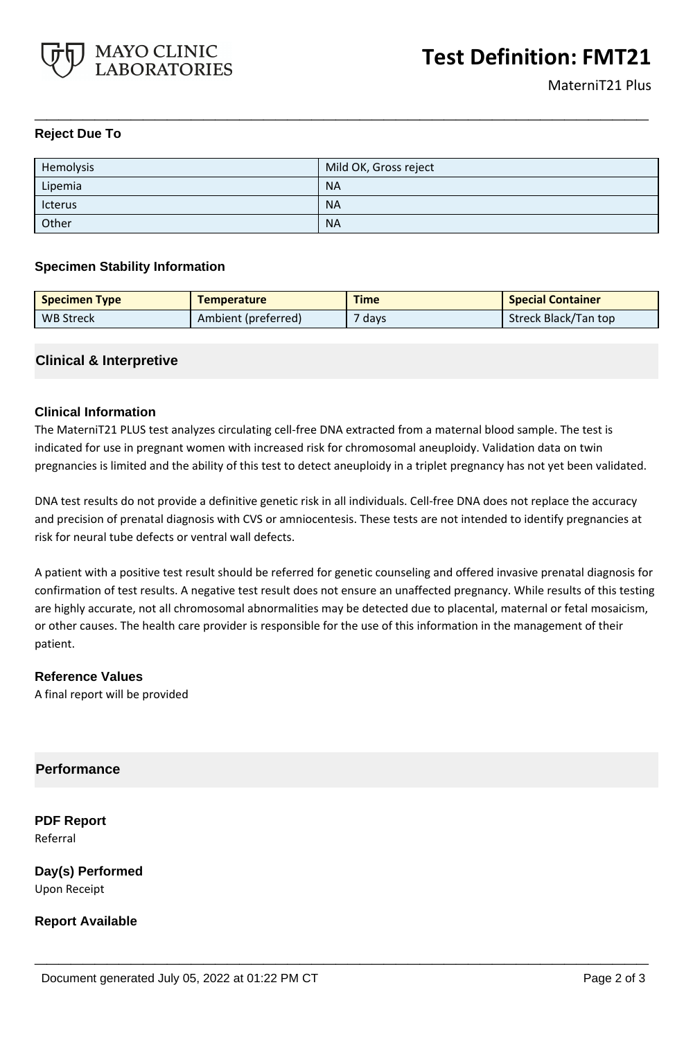### Reject Due To

| Hemolysis | Mild OK, Gross reject |
|---|---|
| Lipemia | NA |
| Icterus | NA |
| Other | NA |

### Specimen Stability Information

| Specimen Type | Temperature | Time | Special Container |
|---|---|---|---|
| WB Streck | Ambient (preferred) | 7 days | Streck Black/Tan top |

## Clinical & Interpretive

### Clinical Information

The MaterniT21 PLUS test analyzes circulating cell-free DNA extracted from a maternal blood sample. The test is indicated for use in pregnant women with increased risk for chromosomal aneuploidy. Validation data on twin pregnancies is limited and the ability of this test to detect aneuploidy in a triplet pregnancy has not yet been validated.

DNA test results do not provide a definitive genetic risk in all individuals. Cell-free DNA does not replace the accuracy and precision of prenatal diagnosis with CVS or amniocentesis. These tests are not intended to identify pregnancies at risk for neural tube defects or ventral wall defects.

A patient with a positive test result should be referred for genetic counseling and offered invasive prenatal diagnosis for confirmation of test results. A negative test result does not ensure an unaffected pregnancy. While results of this testing are highly accurate, not all chromosomal abnormalities may be detected due to placental, maternal or fetal mosaicism, or other causes. The health care provider is responsible for the use of this information in the management of their patient.

### Reference Values

A final report will be provided

## Performance

### PDF Report

Referral

### Day(s) Performed

Upon Receipt

### Report Available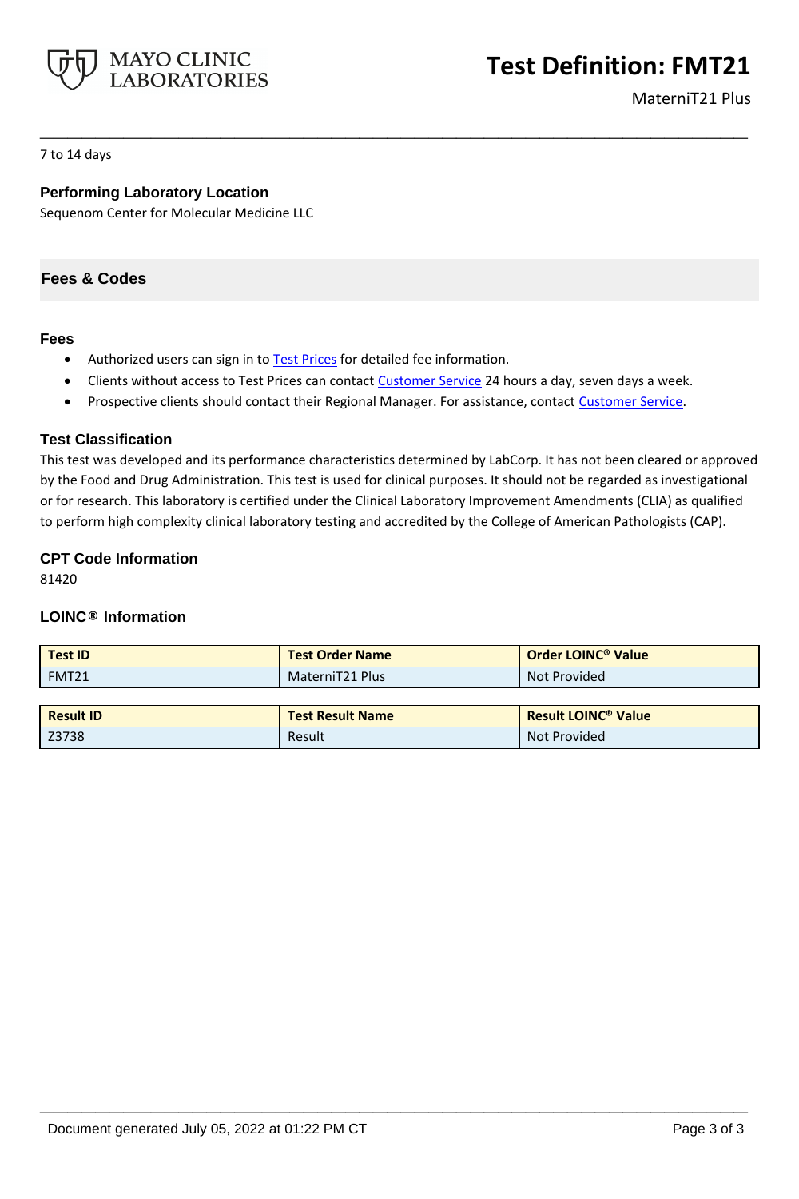7 to 14 days

### Performing Laboratory Location

Sequenom Center for Molecular Medicine LLC

## Fees & Codes

### Fees

- Authorized users can sign in to Test Prices for detailed fee information.
- Clients without access to Test Prices can contact Customer Service 24 hours a day, seven days a week.
- Prospective clients should contact their Regional Manager. For assistance, contact Customer Service.

### Test Classification

This test was developed and its performance characteristics determined by LabCorp. It has not been cleared or approved by the Food and Drug Administration. This test is used for clinical purposes. It should not be regarded as investigational or for research. This laboratory is certified under the Clinical Laboratory Improvement Amendments (CLIA) as qualified to perform high complexity clinical laboratory testing and accredited by the College of American Pathologists (CAP).

### CPT Code Information

81420

### LOINC® Information

| Test ID | Test Order Name | Order LOINC® Value |
| --- | --- | --- |
| FMT21 | MaterniT21 Plus | Not Provided |

| Result ID | Test Result Name | Result LOINC® Value |
| --- | --- | --- |
| Z3738 | Result | Not Provided |